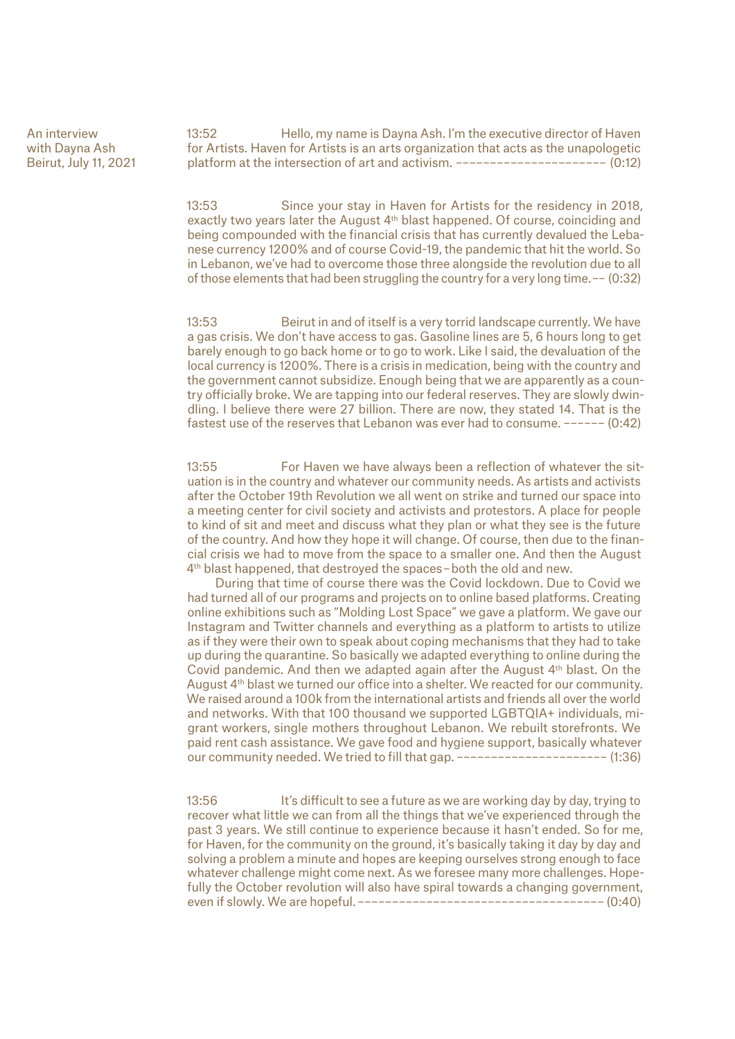An interview with Dayna Ash
Beirut, July 11, 2021

13:52 Hello, my name is Dayna Ash. I'm the executive director of Haven for Artists. Haven for Artists is an arts organization that acts as the unapologetic platform at the intersection of art and activism. ---------------------- (0:12)

13:53 Since your stay in Haven for Artists for the residency in 2018, exactly two years later the August 4th blast happened. Of course, coinciding and being compounded with the financial crisis that has currently devalued the Lebanese currency 1200% and of course Covid-19, the pandemic that hit the world. So in Lebanon, we've had to overcome those three alongside the revolution due to all of those elements that had been struggling the country for a very long time. -- (0:32)

13:53 Beirut in and of itself is a very torrid landscape currently. We have a gas crisis. We don't have access to gas. Gasoline lines are 5, 6 hours long to get barely enough to go back home or to go to work. Like I said, the devaluation of the local currency is 1200%. There is a crisis in medication, being with the country and the government cannot subsidize. Enough being that we are apparently as a country officially broke. We are tapping into our federal reserves. They are slowly dwindling. I believe there were 27 billion. There are now, they stated 14. That is the fastest use of the reserves that Lebanon was ever had to consume. ------ (0:42)

13:55 For Haven we have always been a reflection of whatever the situation is in the country and whatever our community needs. As artists and activists after the October 19th Revolution we all went on strike and turned our space into a meeting center for civil society and activists and protestors. A place for people to kind of sit and meet and discuss what they plan or what they see is the future of the country. And how they hope it will change. Of course, then due to the financial crisis we had to move from the space to a smaller one. And then the August 4th blast happened, that destroyed the spaces – both the old and new.

During that time of course there was the Covid lockdown. Due to Covid we had turned all of our programs and projects on to online based platforms. Creating online exhibitions such as "Molding Lost Space" we gave a platform. We gave our Instagram and Twitter channels and everything as a platform to artists to utilize as if they were their own to speak about coping mechanisms that they had to take up during the quarantine. So basically we adapted everything to online during the Covid pandemic. And then we adapted again after the August 4th blast. On the August 4th blast we turned our office into a shelter. We reacted for our community. We raised around a 100k from the international artists and friends all over the world and networks. With that 100 thousand we supported LGBTQIA+ individuals, migrant workers, single mothers throughout Lebanon. We rebuilt storefronts. We paid rent cash assistance. We gave food and hygiene support, basically whatever our community needed. We tried to fill that gap. ---------------------- (1:36)

13:56 It's difficult to see a future as we are working day by day, trying to recover what little we can from all the things that we've experienced through the past 3 years. We still continue to experience because it hasn't ended. So for me, for Haven, for the community on the ground, it's basically taking it day by day and solving a problem a minute and hopes are keeping ourselves strong enough to face whatever challenge might come next. As we foresee many more challenges. Hopefully the October revolution will also have spiral towards a changing government, even if slowly. We are hopeful. ------------------------------------ (0:40)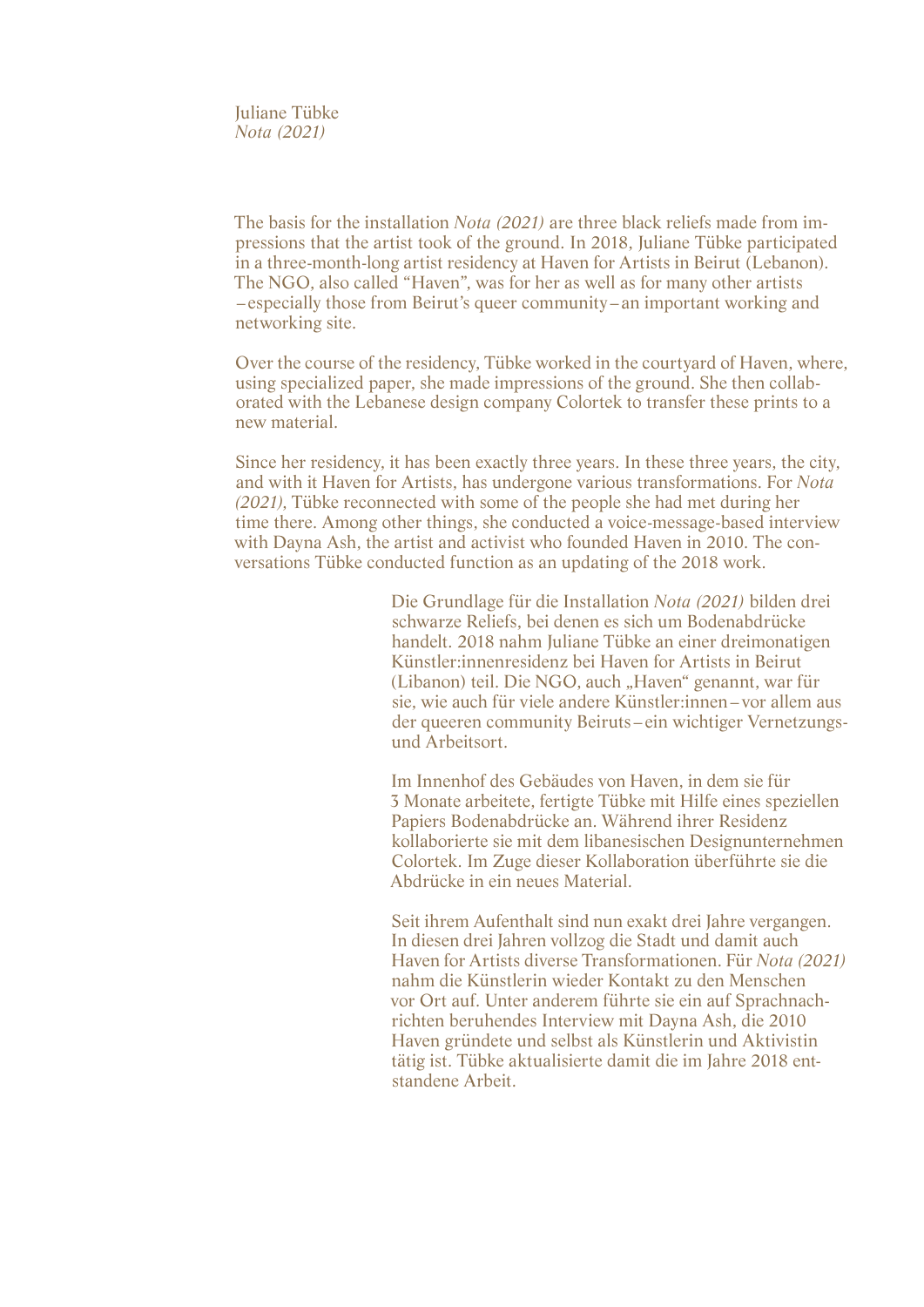Juliane Tübke  
*Nota (2021)*

The basis for the installation *Nota (2021)* are three black reliefs made from impressions that the artist took of the ground. In 2018, Juliane Tübke participated in a three-month-long artist residency at Haven for Artists in Beirut (Lebanon). The NGO, also called "Haven", was for her as well as for many other artists – especially those from Beirut's queer community – an important working and networking site.

Over the course of the residency, Tübke worked in the courtyard of Haven, where, using specialized paper, she made impressions of the ground. She then collaborated with the Lebanese design company Colortek to transfer these prints to a new material.

Since her residency, it has been exactly three years. In these three years, the city, and with it Haven for Artists, has undergone various transformations. For *Nota (2021)*, Tübke reconnected with some of the people she had met during her time there. Among other things, she conducted a voice-message-based interview with Dayna Ash, the artist and activist who founded Haven in 2010. The conversations Tübke conducted function as an updating of the 2018 work.

Die Grundlage für die Installation *Nota (2021)* bilden drei schwarze Reliefs, bei denen es sich um Bodenabdrücke handelt. 2018 nahm Juliane Tübke an einer dreimonatigen Künstler:innenresidenz bei Haven for Artists in Beirut (Libanon) teil. Die NGO, auch „Haven" genannt, war für sie, wie auch für viele andere Künstler:innen – vor allem aus der queeren community Beiruts – ein wichtiger Vernetzungs- und Arbeitsort.

Im Innenhof des Gebäudes von Haven, in dem sie für 3 Monate arbeitete, fertigte Tübke mit Hilfe eines speziellen Papiers Bodenabdrücke an. Während ihrer Residenz kollaborierte sie mit dem libanesischen Designunternehmen Colortek. Im Zuge dieser Kollaboration überführte sie die Abdrücke in ein neues Material.

Seit ihrem Aufenthalt sind nun exakt drei Jahre vergangen. In diesen drei Jahren vollzog die Stadt und damit auch Haven for Artists diverse Transformationen. Für *Nota (2021)* nahm die Künstlerin wieder Kontakt zu den Menschen vor Ort auf. Unter anderem führte sie ein auf Sprachnachrichten beruhendes Interview mit Dayna Ash, die 2010 Haven gründete und selbst als Künstlerin und Aktivistin tätig ist. Tübke aktualisierte damit die im Jahre 2018 entstandene Arbeit.